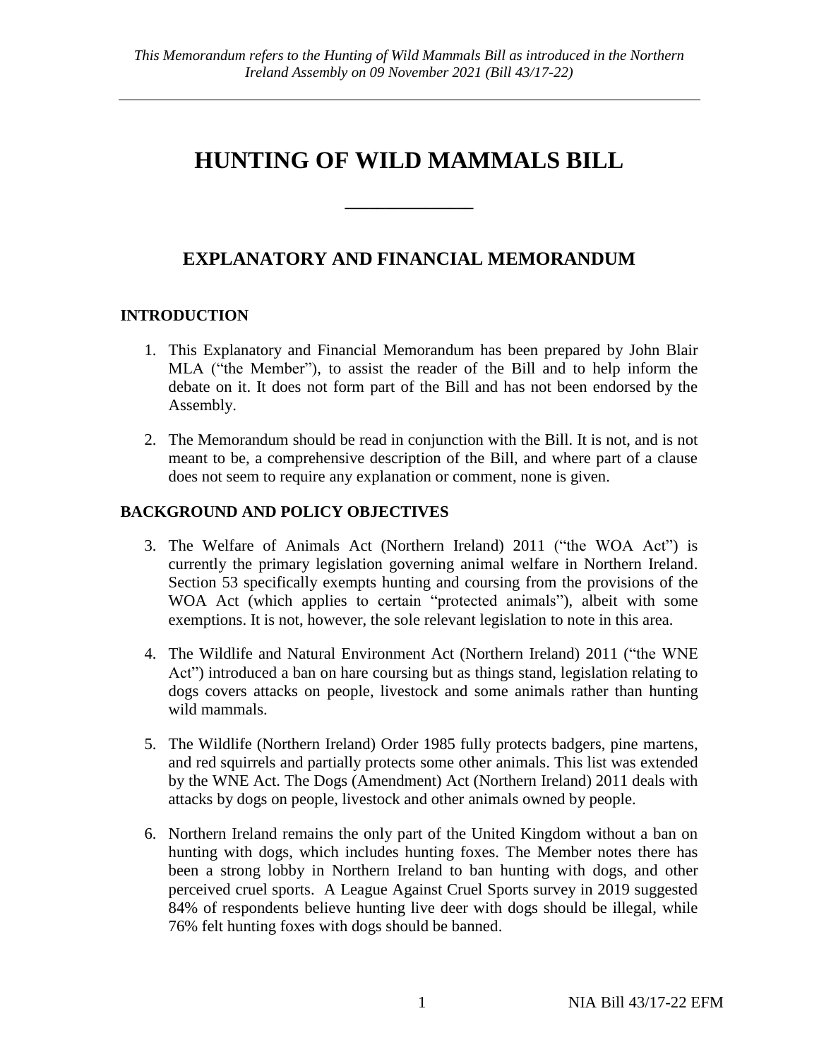*This Memorandum refers to the Hunting of Wild Mammals Bill as introduced in the Northern Ireland Assembly on 09 November 2021 (Bill 43/17-22)*

# HUNTING OF WILD MAMMALS BILL

---

## EXPLANATORY AND FINANCIAL MEMORANDUM

### INTRODUCTION

1. This Explanatory and Financial Memorandum has been prepared by John Blair MLA ("the Member"), to assist the reader of the Bill and to help inform the debate on it. It does not form part of the Bill and has not been endorsed by the Assembly.

2. The Memorandum should be read in conjunction with the Bill. It is not, and is not meant to be, a comprehensive description of the Bill, and where part of a clause does not seem to require any explanation or comment, none is given.

### BACKGROUND AND POLICY OBJECTIVES

3. The Welfare of Animals Act (Northern Ireland) 2011 ("the WOA Act") is currently the primary legislation governing animal welfare in Northern Ireland. Section 53 specifically exempts hunting and coursing from the provisions of the WOA Act (which applies to certain "protected animals"), albeit with some exemptions. It is not, however, the sole relevant legislation to note in this area.

4. The Wildlife and Natural Environment Act (Northern Ireland) 2011 ("the WNE Act") introduced a ban on hare coursing but as things stand, legislation relating to dogs covers attacks on people, livestock and some animals rather than hunting wild mammals.

5. The Wildlife (Northern Ireland) Order 1985 fully protects badgers, pine martens, and red squirrels and partially protects some other animals. This list was extended by the WNE Act. The Dogs (Amendment) Act (Northern Ireland) 2011 deals with attacks by dogs on people, livestock and other animals owned by people.

6. Northern Ireland remains the only part of the United Kingdom without a ban on hunting with dogs, which includes hunting foxes. The Member notes there has been a strong lobby in Northern Ireland to ban hunting with dogs, and other perceived cruel sports. A League Against Cruel Sports survey in 2019 suggested 84% of respondents believe hunting live deer with dogs should be illegal, while 76% felt hunting foxes with dogs should be banned.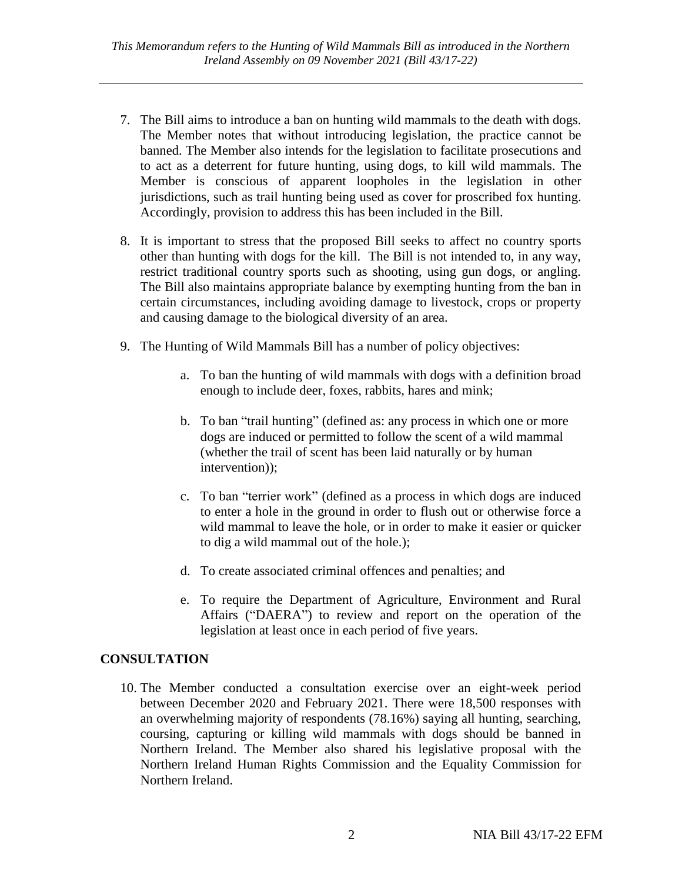7. The Bill aims to introduce a ban on hunting wild mammals to the death with dogs. The Member notes that without introducing legislation, the practice cannot be banned. The Member also intends for the legislation to facilitate prosecutions and to act as a deterrent for future hunting, using dogs, to kill wild mammals. The Member is conscious of apparent loopholes in the legislation in other jurisdictions, such as trail hunting being used as cover for proscribed fox hunting. Accordingly, provision to address this has been included in the Bill.

8. It is important to stress that the proposed Bill seeks to affect no country sports other than hunting with dogs for the kill. The Bill is not intended to, in any way, restrict traditional country sports such as shooting, using gun dogs, or angling. The Bill also maintains appropriate balance by exempting hunting from the ban in certain circumstances, including avoiding damage to livestock, crops or property and causing damage to the biological diversity of an area.

9. The Hunting of Wild Mammals Bill has a number of policy objectives:

    a. To ban the hunting of wild mammals with dogs with a definition broad enough to include deer, foxes, rabbits, hares and mink;

    b. To ban "trail hunting" (defined as: any process in which one or more dogs are induced or permitted to follow the scent of a wild mammal (whether the trail of scent has been laid naturally or by human intervention));

    c. To ban "terrier work" (defined as a process in which dogs are induced to enter a hole in the ground in order to flush out or otherwise force a wild mammal to leave the hole, or in order to make it easier or quicker to dig a wild mammal out of the hole.);

    d. To create associated criminal offences and penalties; and

    e. To require the Department of Agriculture, Environment and Rural Affairs ("DAERA") to review and report on the operation of the legislation at least once in each period of five years.

## CONSULTATION

10. The Member conducted a consultation exercise over an eight-week period between December 2020 and February 2021. There were 18,500 responses with an overwhelming majority of respondents (78.16%) saying all hunting, searching, coursing, capturing or killing wild mammals with dogs should be banned in Northern Ireland. The Member also shared his legislative proposal with the Northern Ireland Human Rights Commission and the Equality Commission for Northern Ireland.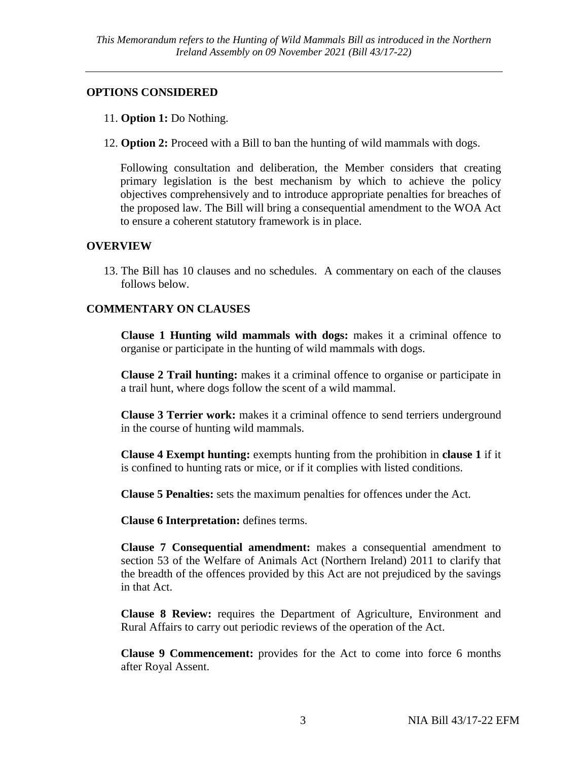## OPTIONS CONSIDERED

11. **Option 1:** Do Nothing.

12. **Option 2:** Proceed with a Bill to ban the hunting of wild mammals with dogs.

    Following consultation and deliberation, the Member considers that creating primary legislation is the best mechanism by which to achieve the policy objectives comprehensively and to introduce appropriate penalties for breaches of the proposed law. The Bill will bring a consequential amendment to the WOA Act to ensure a coherent statutory framework is in place.

## OVERVIEW

13. The Bill has 10 clauses and no schedules. A commentary on each of the clauses follows below.

## COMMENTARY ON CLAUSES

**Clause 1 Hunting wild mammals with dogs:** makes it a criminal offence to organise or participate in the hunting of wild mammals with dogs.

**Clause 2 Trail hunting:** makes it a criminal offence to organise or participate in a trail hunt, where dogs follow the scent of a wild mammal.

**Clause 3 Terrier work:** makes it a criminal offence to send terriers underground in the course of hunting wild mammals.

**Clause 4 Exempt hunting:** exempts hunting from the prohibition in **clause 1** if it is confined to hunting rats or mice, or if it complies with listed conditions.

**Clause 5 Penalties:** sets the maximum penalties for offences under the Act.

**Clause 6 Interpretation:** defines terms.

**Clause 7 Consequential amendment:** makes a consequential amendment to section 53 of the Welfare of Animals Act (Northern Ireland) 2011 to clarify that the breadth of the offences provided by this Act are not prejudiced by the savings in that Act.

**Clause 8 Review:** requires the Department of Agriculture, Environment and Rural Affairs to carry out periodic reviews of the operation of the Act.

**Clause 9 Commencement:** provides for the Act to come into force 6 months after Royal Assent.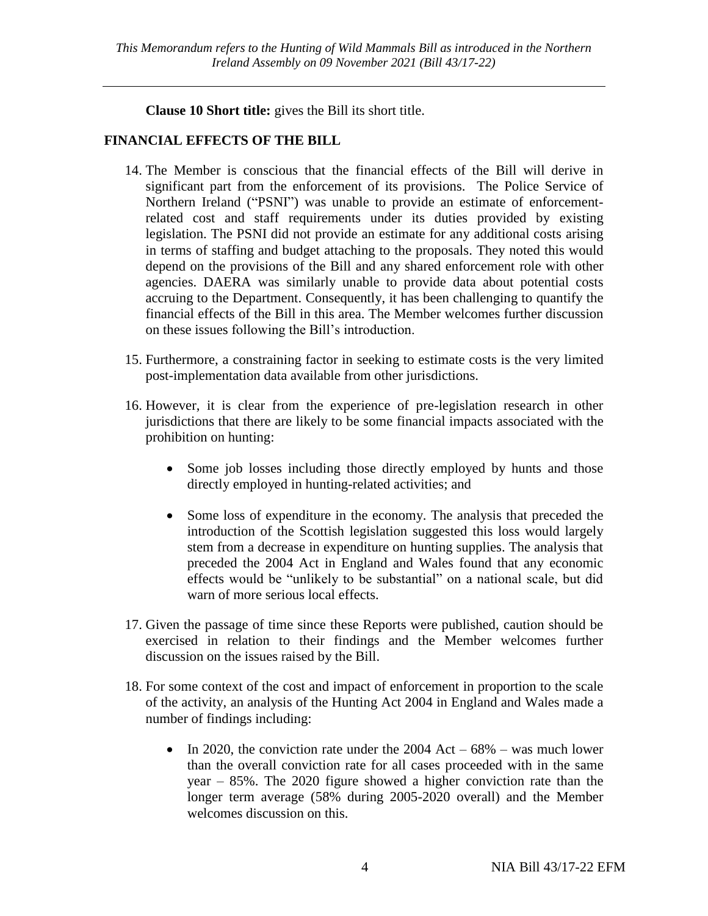**Clause 10 Short title:** gives the Bill its short title.

## FINANCIAL EFFECTS OF THE BILL

14. The Member is conscious that the financial effects of the Bill will derive in significant part from the enforcement of its provisions. The Police Service of Northern Ireland ("PSNI") was unable to provide an estimate of enforcement-related cost and staff requirements under its duties provided by existing legislation. The PSNI did not provide an estimate for any additional costs arising in terms of staffing and budget attaching to the proposals. They noted this would depend on the provisions of the Bill and any shared enforcement role with other agencies. DAERA was similarly unable to provide data about potential costs accruing to the Department. Consequently, it has been challenging to quantify the financial effects of the Bill in this area. The Member welcomes further discussion on these issues following the Bill's introduction.

15. Furthermore, a constraining factor in seeking to estimate costs is the very limited post-implementation data available from other jurisdictions.

16. However, it is clear from the experience of pre-legislation research in other jurisdictions that there are likely to be some financial impacts associated with the prohibition on hunting:

    - Some job losses including those directly employed by hunts and those directly employed in hunting-related activities; and

    - Some loss of expenditure in the economy. The analysis that preceded the introduction of the Scottish legislation suggested this loss would largely stem from a decrease in expenditure on hunting supplies. The analysis that preceded the 2004 Act in England and Wales found that any economic effects would be "unlikely to be substantial" on a national scale, but did warn of more serious local effects.

17. Given the passage of time since these Reports were published, caution should be exercised in relation to their findings and the Member welcomes further discussion on the issues raised by the Bill.

18. For some context of the cost and impact of enforcement in proportion to the scale of the activity, an analysis of the Hunting Act 2004 in England and Wales made a number of findings including:

    - In 2020, the conviction rate under the 2004 Act – 68% – was much lower than the overall conviction rate for all cases proceeded with in the same year – 85%. The 2020 figure showed a higher conviction rate than the longer term average (58% during 2005-2020 overall) and the Member welcomes discussion on this.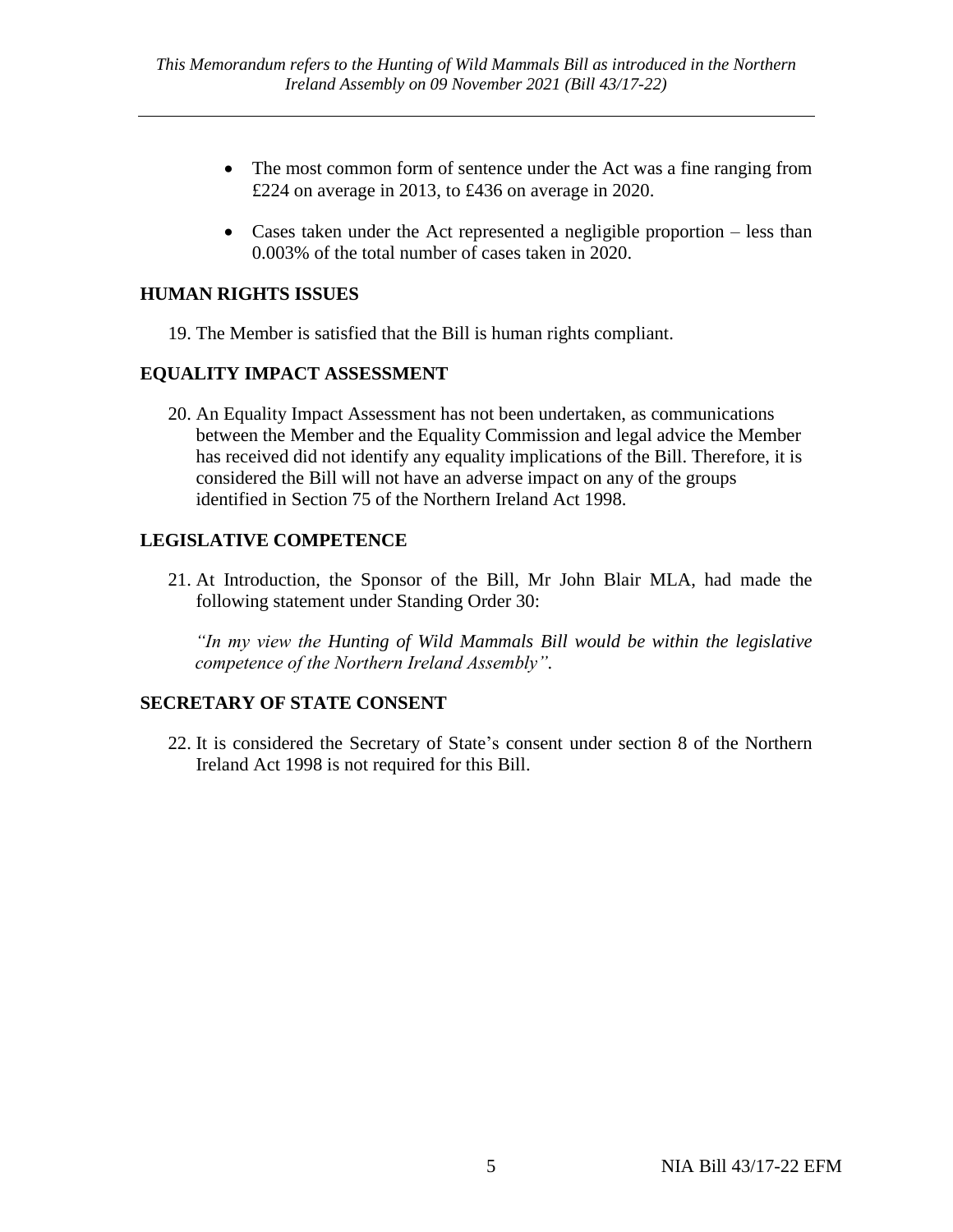- The most common form of sentence under the Act was a fine ranging from £224 on average in 2013, to £436 on average in 2020.
- Cases taken under the Act represented a negligible proportion – less than 0.003% of the total number of cases taken in 2020.

## HUMAN RIGHTS ISSUES

19. The Member is satisfied that the Bill is human rights compliant.

## EQUALITY IMPACT ASSESSMENT

20. An Equality Impact Assessment has not been undertaken, as communications between the Member and the Equality Commission and legal advice the Member has received did not identify any equality implications of the Bill. Therefore, it is considered the Bill will not have an adverse impact on any of the groups identified in Section 75 of the Northern Ireland Act 1998.

## LEGISLATIVE COMPETENCE

21. At Introduction, the Sponsor of the Bill, Mr John Blair MLA, had made the following statement under Standing Order 30:

    *"In my view the Hunting of Wild Mammals Bill would be within the legislative competence of the Northern Ireland Assembly".*

## SECRETARY OF STATE CONSENT

22. It is considered the Secretary of State's consent under section 8 of the Northern Ireland Act 1998 is not required for this Bill.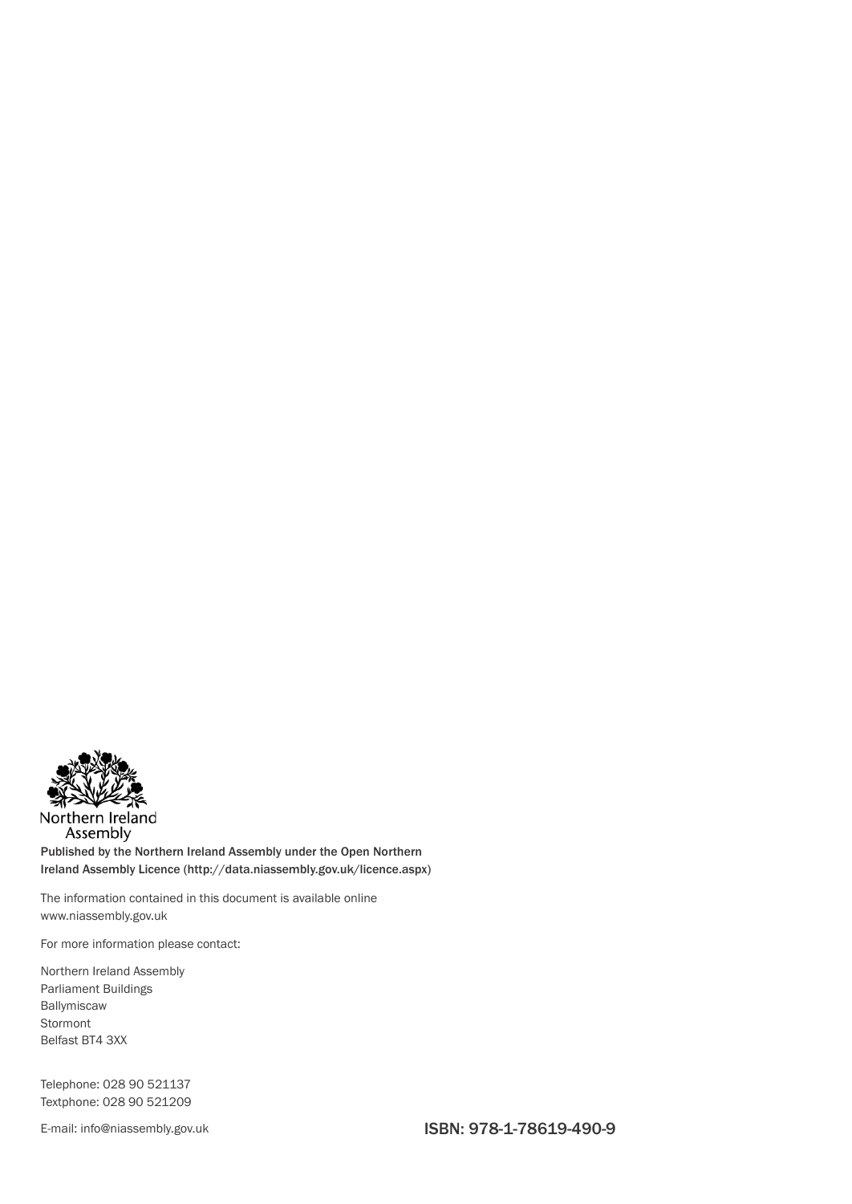Northern Ireland Assembly

Published by the Northern Ireland Assembly under the Open Northern Ireland Assembly Licence (http://data.niassembly.gov.uk/licence.aspx)

The information contained in this document is available online www.niassembly.gov.uk

For more information please contact:

Northern Ireland Assembly
Parliament Buildings
Ballymiscaw
Stormont
Belfast BT4 3XX

Telephone: 028 90 521137
Textphone: 028 90 521209

E-mail: info@niassembly.gov.uk

ISBN: 978-1-78619-490-9